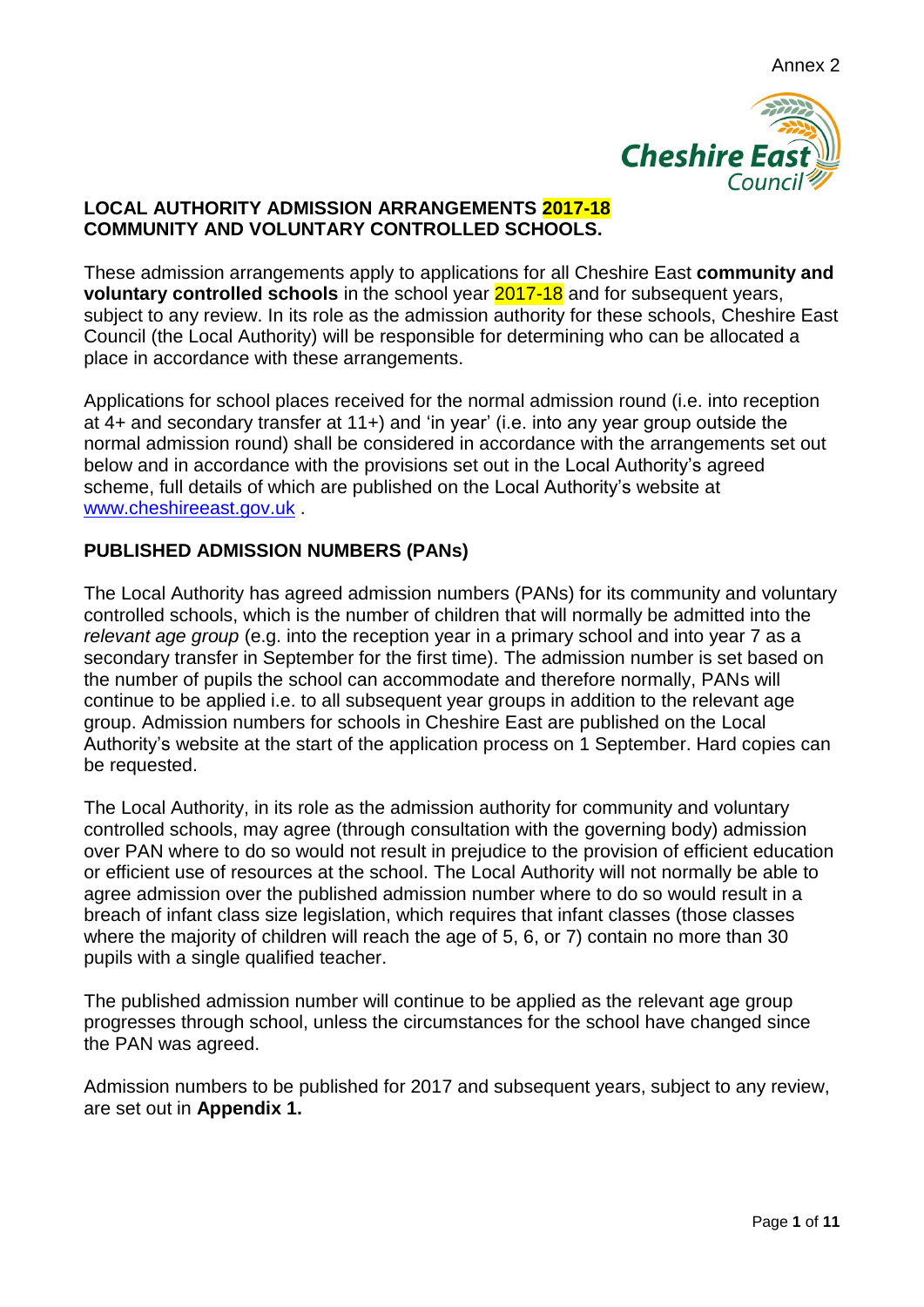Annex 2

# LOCAL AUTHORITY ADMISSION ARRANGEMENTS 2017-18
# COMMUNITY AND VOLUNTARY CONTROLLED SCHOOLS.

These admission arrangements apply to applications for all Cheshire East **community and voluntary controlled schools** in the school year 2017-18 and for subsequent years, subject to any review. In its role as the admission authority for these schools, Cheshire East Council (the Local Authority) will be responsible for determining who can be allocated a place in accordance with these arrangements.

Applications for school places received for the normal admission round (i.e. into reception at 4+ and secondary transfer at 11+) and 'in year' (i.e. into any year group outside the normal admission round) shall be considered in accordance with the arrangements set out below and in accordance with the provisions set out in the Local Authority's agreed scheme, full details of which are published on the Local Authority's website at [www.cheshireeast.gov.uk](http://www.cheshireeast.gov.uk) .

## PUBLISHED ADMISSION NUMBERS (PANs)

The Local Authority has agreed admission numbers (PANs) for its community and voluntary controlled schools, which is the number of children that will normally be admitted into the *relevant age group* (e.g. into the reception year in a primary school and into year 7 as a secondary transfer in September for the first time). The admission number is set based on the number of pupils the school can accommodate and therefore normally, PANs will continue to be applied i.e. to all subsequent year groups in addition to the relevant age group. Admission numbers for schools in Cheshire East are published on the Local Authority's website at the start of the application process on 1 September. Hard copies can be requested.

The Local Authority, in its role as the admission authority for community and voluntary controlled schools, may agree (through consultation with the governing body) admission over PAN where to do so would not result in prejudice to the provision of efficient education or efficient use of resources at the school. The Local Authority will not normally be able to agree admission over the published admission number where to do so would result in a breach of infant class size legislation, which requires that infant classes (those classes where the majority of children will reach the age of 5, 6, or 7) contain no more than 30 pupils with a single qualified teacher.

The published admission number will continue to be applied as the relevant age group progresses through school, unless the circumstances for the school have changed since the PAN was agreed.

Admission numbers to be published for 2017 and subsequent years, subject to any review, are set out in **Appendix 1.**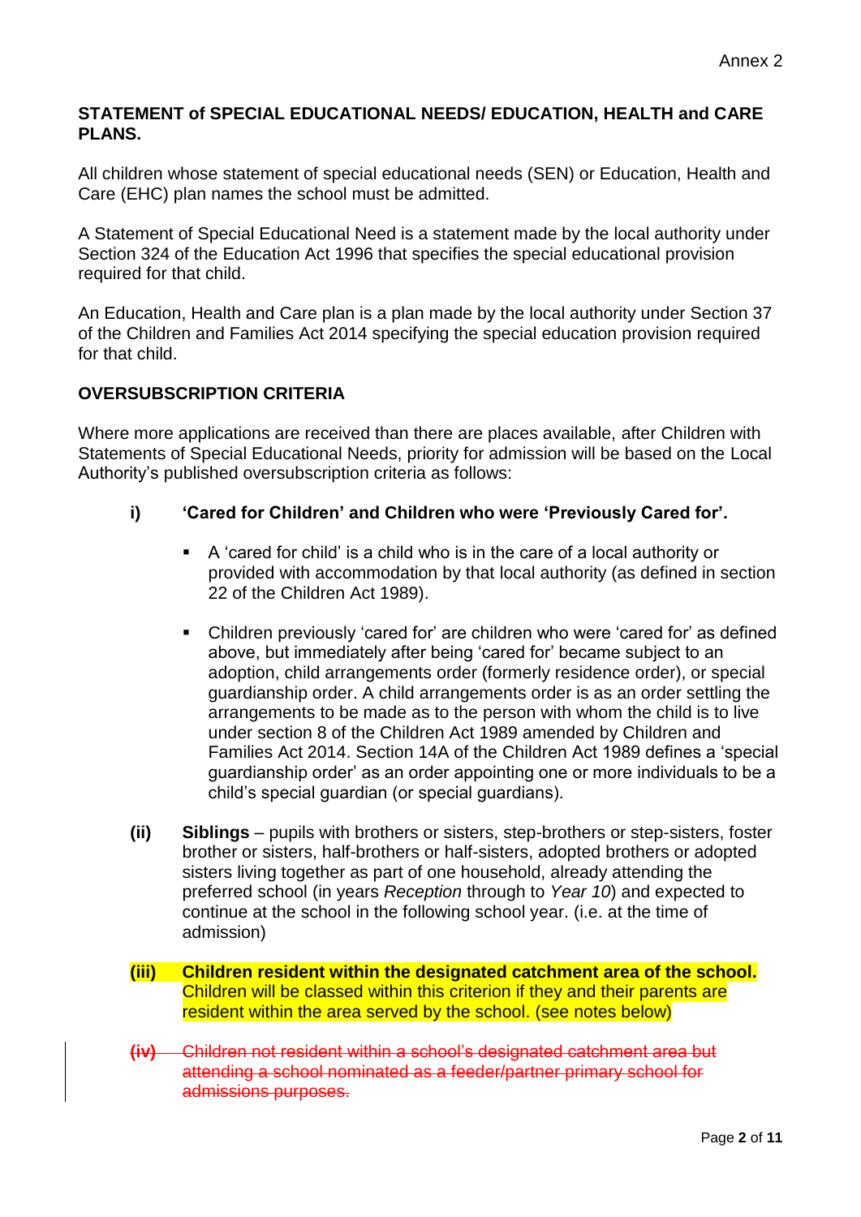Annex 2

**STATEMENT of SPECIAL EDUCATIONAL NEEDS/ EDUCATION, HEALTH and CARE PLANS.**

All children whose statement of special educational needs (SEN) or Education, Health and Care (EHC) plan names the school must be admitted.

A Statement of Special Educational Need is a statement made by the local authority under Section 324 of the Education Act 1996 that specifies the special educational provision required for that child.

An Education, Health and Care plan is a plan made by the local authority under Section 37 of the Children and Families Act 2014 specifying the special education provision required for that child.

**OVERSUBSCRIPTION CRITERIA**

Where more applications are received than there are places available, after Children with Statements of Special Educational Needs, priority for admission will be based on the Local Authority's published oversubscription criteria as follows:

**i) 'Cared for Children' and Children who were 'Previously Cared for'.**

- A 'cared for child' is a child who is in the care of a local authority or provided with accommodation by that local authority (as defined in section 22 of the Children Act 1989).
- Children previously 'cared for' are children who were 'cared for' as defined above, but immediately after being 'cared for' became subject to an adoption, child arrangements order (formerly residence order), or special guardianship order. A child arrangements order is as an order settling the arrangements to be made as to the person with whom the child is to live under section 8 of the Children Act 1989 amended by Children and Families Act 2014. Section 14A of the Children Act 1989 defines a 'special guardianship order' as an order appointing one or more individuals to be a child's special guardian (or special guardians).

**(ii) Siblings** – pupils with brothers or sisters, step-brothers or step-sisters, foster brother or sisters, half-brothers or half-sisters, adopted brothers or adopted sisters living together as part of one household, already attending the preferred school (in years *Reception* through to *Year 10*) and expected to continue at the school in the following school year. (i.e. at the time of admission)

**(iii) Children resident within the designated catchment area of the school.** Children will be classed within this criterion if they and their parents are resident within the area served by the school. (see notes below)

~~(iv) Children not resident within a school's designated catchment area but attending a school nominated as a feeder/partner primary school for admissions purposes.~~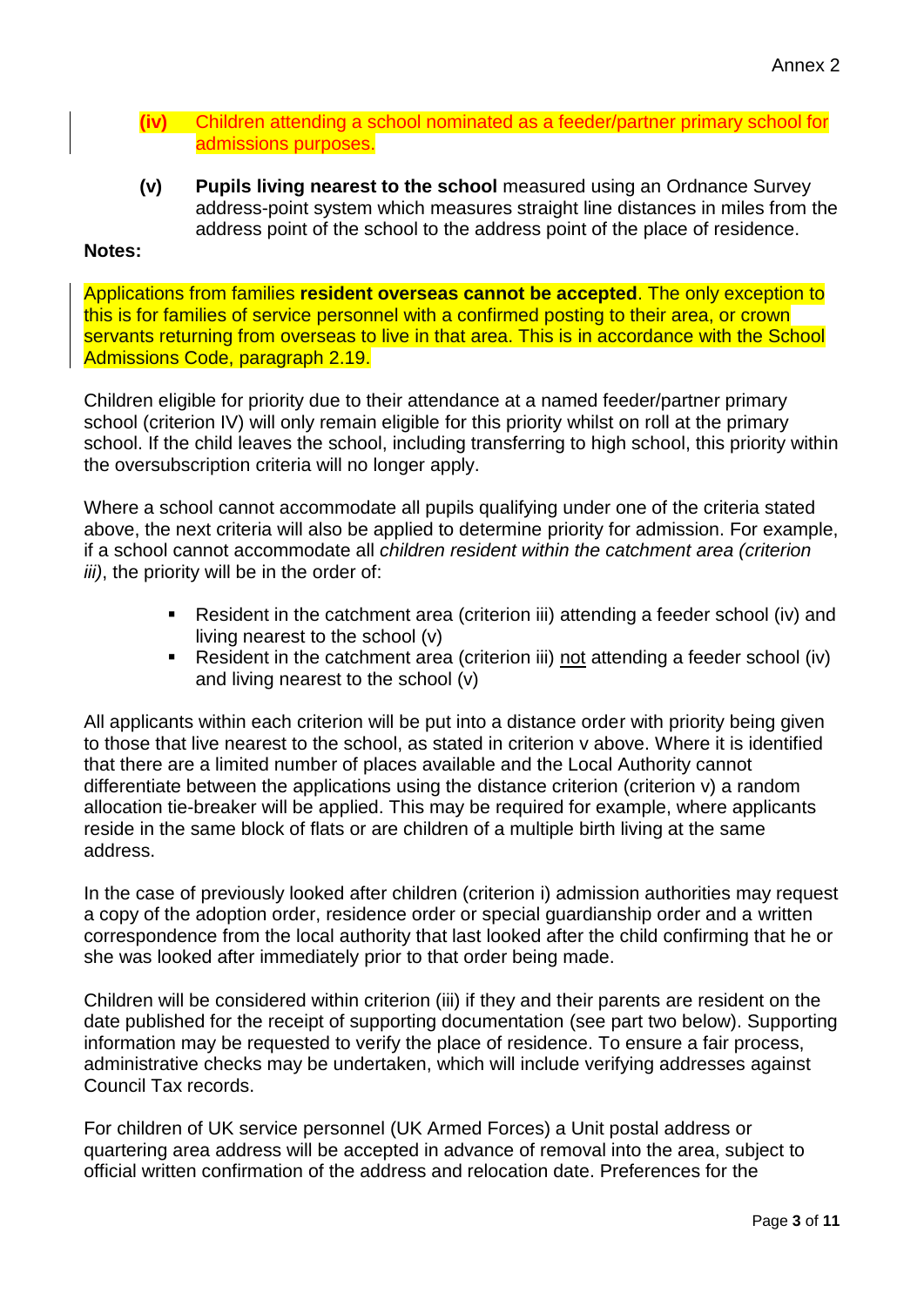**(iv)** Children attending a school nominated as a feeder/partner primary school for admissions purposes.

**(v)** **Pupils living nearest to the school** measured using an Ordnance Survey address-point system which measures straight line distances in miles from the address point of the school to the address point of the place of residence.

**Notes:**

Applications from families **resident overseas cannot be accepted**. The only exception to this is for families of service personnel with a confirmed posting to their area, or crown servants returning from overseas to live in that area. This is in accordance with the School Admissions Code, paragraph 2.19.

Children eligible for priority due to their attendance at a named feeder/partner primary school (criterion IV) will only remain eligible for this priority whilst on roll at the primary school. If the child leaves the school, including transferring to high school, this priority within the oversubscription criteria will no longer apply.

Where a school cannot accommodate all pupils qualifying under one of the criteria stated above, the next criteria will also be applied to determine priority for admission. For example, if a school cannot accommodate all *children resident within the catchment area (criterion iii)*, the priority will be in the order of:

- Resident in the catchment area (criterion iii) attending a feeder school (iv) and living nearest to the school (v)
- Resident in the catchment area (criterion iii) not attending a feeder school (iv) and living nearest to the school (v)

All applicants within each criterion will be put into a distance order with priority being given to those that live nearest to the school, as stated in criterion v above. Where it is identified that there are a limited number of places available and the Local Authority cannot differentiate between the applications using the distance criterion (criterion v) a random allocation tie-breaker will be applied. This may be required for example, where applicants reside in the same block of flats or are children of a multiple birth living at the same address.

In the case of previously looked after children (criterion i) admission authorities may request a copy of the adoption order, residence order or special guardianship order and a written correspondence from the local authority that last looked after the child confirming that he or she was looked after immediately prior to that order being made.

Children will be considered within criterion (iii) if they and their parents are resident on the date published for the receipt of supporting documentation (see part two below). Supporting information may be requested to verify the place of residence. To ensure a fair process, administrative checks may be undertaken, which will include verifying addresses against Council Tax records.

For children of UK service personnel (UK Armed Forces) a Unit postal address or quartering area address will be accepted in advance of removal into the area, subject to official written confirmation of the address and relocation date. Preferences for the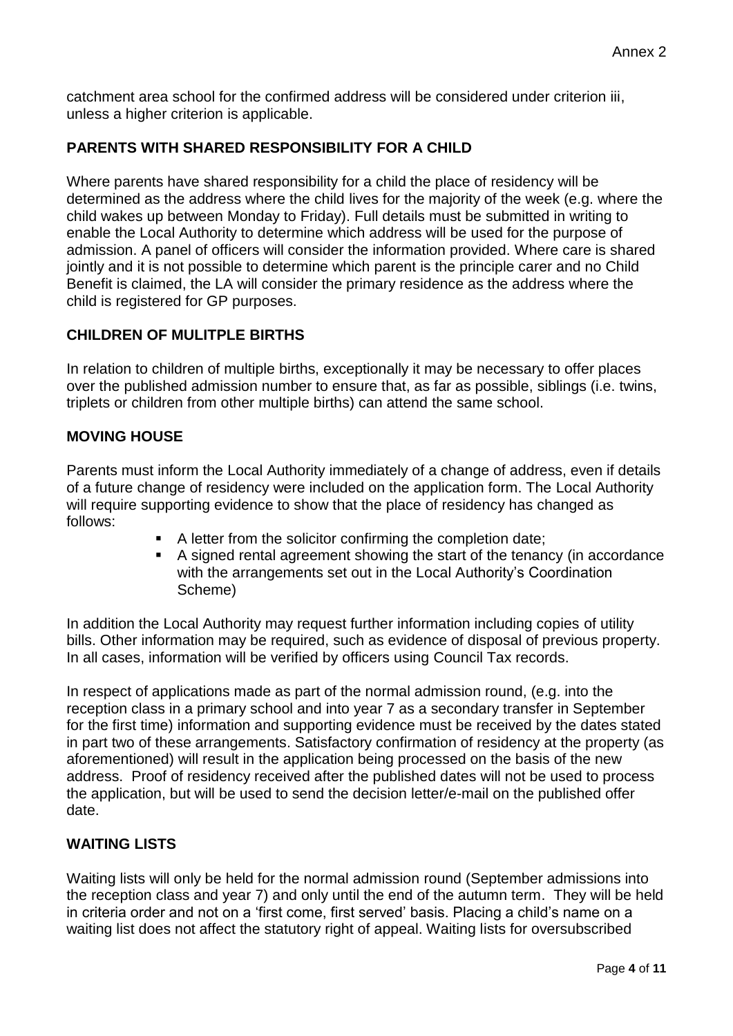catchment area school for the confirmed address will be considered under criterion iii, unless a higher criterion is applicable.

## PARENTS WITH SHARED RESPONSIBILITY FOR A CHILD

Where parents have shared responsibility for a child the place of residency will be determined as the address where the child lives for the majority of the week (e.g. where the child wakes up between Monday to Friday). Full details must be submitted in writing to enable the Local Authority to determine which address will be used for the purpose of admission. A panel of officers will consider the information provided. Where care is shared jointly and it is not possible to determine which parent is the principle carer and no Child Benefit is claimed, the LA will consider the primary residence as the address where the child is registered for GP purposes.

## CHILDREN OF MULITPLE BIRTHS

In relation to children of multiple births, exceptionally it may be necessary to offer places over the published admission number to ensure that, as far as possible, siblings (i.e. twins, triplets or children from other multiple births) can attend the same school.

## MOVING HOUSE

Parents must inform the Local Authority immediately of a change of address, even if details of a future change of residency were included on the application form. The Local Authority will require supporting evidence to show that the place of residency has changed as follows:

- A letter from the solicitor confirming the completion date;
- A signed rental agreement showing the start of the tenancy (in accordance with the arrangements set out in the Local Authority's Coordination Scheme)

In addition the Local Authority may request further information including copies of utility bills. Other information may be required, such as evidence of disposal of previous property. In all cases, information will be verified by officers using Council Tax records.

In respect of applications made as part of the normal admission round, (e.g. into the reception class in a primary school and into year 7 as a secondary transfer in September for the first time) information and supporting evidence must be received by the dates stated in part two of these arrangements. Satisfactory confirmation of residency at the property (as aforementioned) will result in the application being processed on the basis of the new address. Proof of residency received after the published dates will not be used to process the application, but will be used to send the decision letter/e-mail on the published offer date.

## WAITING LISTS

Waiting lists will only be held for the normal admission round (September admissions into the reception class and year 7) and only until the end of the autumn term. They will be held in criteria order and not on a 'first come, first served' basis. Placing a child's name on a waiting list does not affect the statutory right of appeal. Waiting lists for oversubscribed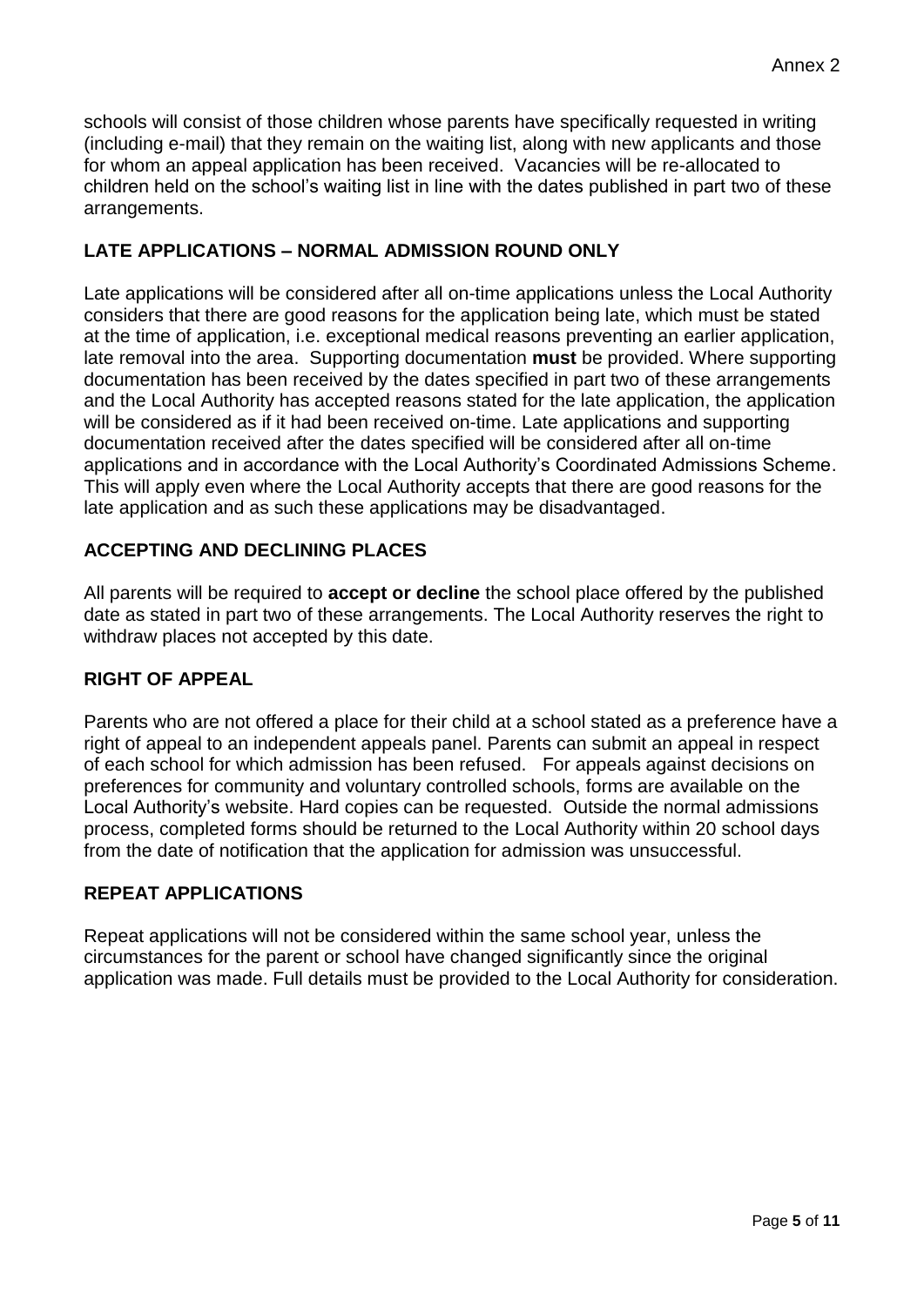schools will consist of those children whose parents have specifically requested in writing (including e-mail) that they remain on the waiting list, along with new applicants and those for whom an appeal application has been received. Vacancies will be re-allocated to children held on the school's waiting list in line with the dates published in part two of these arrangements.

## LATE APPLICATIONS – NORMAL ADMISSION ROUND ONLY

Late applications will be considered after all on-time applications unless the Local Authority considers that there are good reasons for the application being late, which must be stated at the time of application, i.e. exceptional medical reasons preventing an earlier application, late removal into the area. Supporting documentation **must** be provided. Where supporting documentation has been received by the dates specified in part two of these arrangements and the Local Authority has accepted reasons stated for the late application, the application will be considered as if it had been received on-time. Late applications and supporting documentation received after the dates specified will be considered after all on-time applications and in accordance with the Local Authority's Coordinated Admissions Scheme. This will apply even where the Local Authority accepts that there are good reasons for the late application and as such these applications may be disadvantaged.

## ACCEPTING AND DECLINING PLACES

All parents will be required to **accept or decline** the school place offered by the published date as stated in part two of these arrangements. The Local Authority reserves the right to withdraw places not accepted by this date.

## RIGHT OF APPEAL

Parents who are not offered a place for their child at a school stated as a preference have a right of appeal to an independent appeals panel. Parents can submit an appeal in respect of each school for which admission has been refused. For appeals against decisions on preferences for community and voluntary controlled schools, forms are available on the Local Authority's website. Hard copies can be requested. Outside the normal admissions process, completed forms should be returned to the Local Authority within 20 school days from the date of notification that the application for admission was unsuccessful.

## REPEAT APPLICATIONS

Repeat applications will not be considered within the same school year, unless the circumstances for the parent or school have changed significantly since the original application was made. Full details must be provided to the Local Authority for consideration.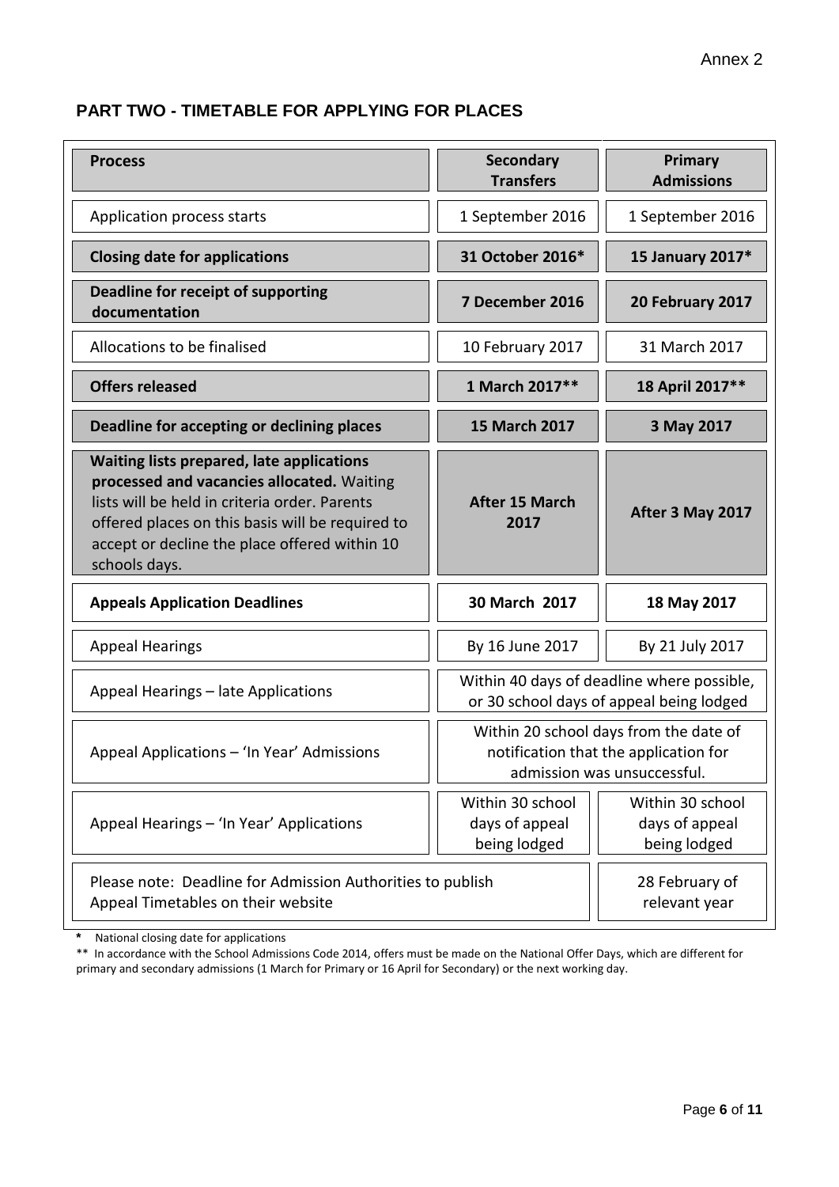## PART TWO - TIMETABLE FOR APPLYING FOR PLACES

| Process | Secondary Transfers | Primary Admissions |
|---|---|---|
| Application process starts | 1 September 2016 | 1 September 2016 |
| **Closing date for applications** | **31 October 2016*** | **15 January 2017*** |
| **Deadline for receipt of supporting documentation** | **7 December 2016** | **20 February 2017** |
| Allocations to be finalised | 10 February 2017 | 31 March 2017 |
| **Offers released** | **1 March 2017**** | **18 April 2017**** |
| **Deadline for accepting or declining places** | **15 March 2017** | **3 May 2017** |
| **Waiting lists prepared, late applications processed and vacancies allocated.** Waiting lists will be held in criteria order. Parents offered places on this basis will be required to accept or decline the place offered within 10 schools days. | **After 15 March 2017** | **After 3 May 2017** |
| **Appeals Application Deadlines** | **30 March 2017** | **18 May 2017** |
| Appeal Hearings | By 16 June 2017 | By 21 July 2017 |
| Appeal Hearings – late Applications | Within 40 days of deadline where possible, or 30 school days of appeal being lodged | |
| Appeal Applications – 'In Year' Admissions | Within 20 school days from the date of notification that the application for admission was unsuccessful. | |
| Appeal Hearings – 'In Year' Applications | Within 30 school days of appeal being lodged | Within 30 school days of appeal being lodged |
| Please note: Deadline for Admission Authorities to publish Appeal Timetables on their website | | 28 February of relevant year |

\* National closing date for applications

** In accordance with the School Admissions Code 2014, offers must be made on the National Offer Days, which are different for primary and secondary admissions (1 March for Primary or 16 April for Secondary) or the next working day.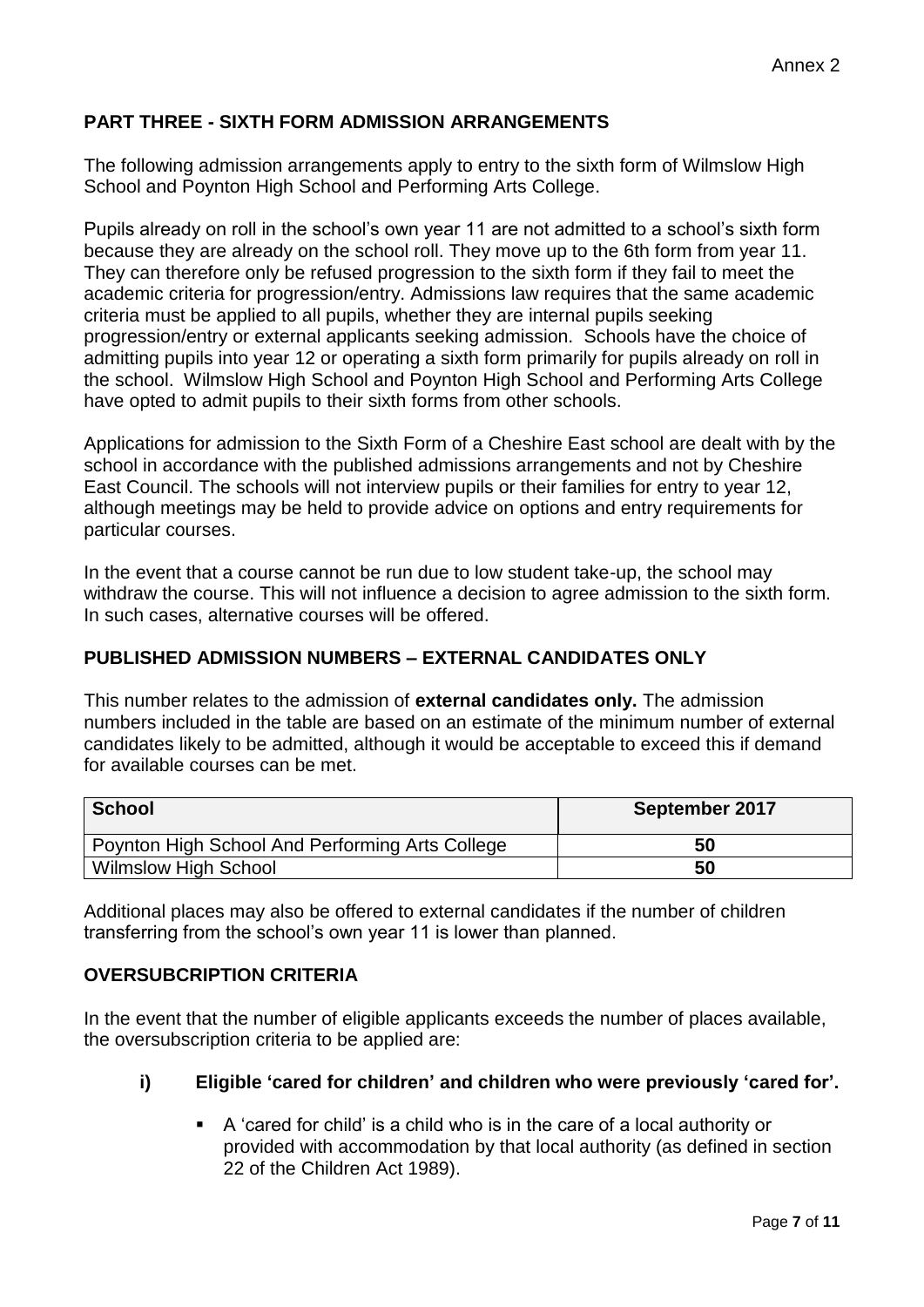## PART THREE - SIXTH FORM ADMISSION ARRANGEMENTS

The following admission arrangements apply to entry to the sixth form of Wilmslow High School and Poynton High School and Performing Arts College.

Pupils already on roll in the school's own year 11 are not admitted to a school's sixth form because they are already on the school roll. They move up to the 6th form from year 11. They can therefore only be refused progression to the sixth form if they fail to meet the academic criteria for progression/entry. Admissions law requires that the same academic criteria must be applied to all pupils, whether they are internal pupils seeking progression/entry or external applicants seeking admission. Schools have the choice of admitting pupils into year 12 or operating a sixth form primarily for pupils already on roll in the school. Wilmslow High School and Poynton High School and Performing Arts College have opted to admit pupils to their sixth forms from other schools.

Applications for admission to the Sixth Form of a Cheshire East school are dealt with by the school in accordance with the published admissions arrangements and not by Cheshire East Council. The schools will not interview pupils or their families for entry to year 12, although meetings may be held to provide advice on options and entry requirements for particular courses.

In the event that a course cannot be run due to low student take-up, the school may withdraw the course. This will not influence a decision to agree admission to the sixth form. In such cases, alternative courses will be offered.

## PUBLISHED ADMISSION NUMBERS – EXTERNAL CANDIDATES ONLY

This number relates to the admission of **external candidates only.** The admission numbers included in the table are based on an estimate of the minimum number of external candidates likely to be admitted, although it would be acceptable to exceed this if demand for available courses can be met.

| School | September 2017 |
|---|---|
| Poynton High School And Performing Arts College | 50 |
| Wilmslow High School | 50 |

Additional places may also be offered to external candidates if the number of children transferring from the school's own year 11 is lower than planned.

## OVERSUBCRIPTION CRITERIA

In the event that the number of eligible applicants exceeds the number of places available, the oversubscription criteria to be applied are:

**i) Eligible 'cared for children' and children who were previously 'cared for'.**

- A 'cared for child' is a child who is in the care of a local authority or provided with accommodation by that local authority (as defined in section 22 of the Children Act 1989).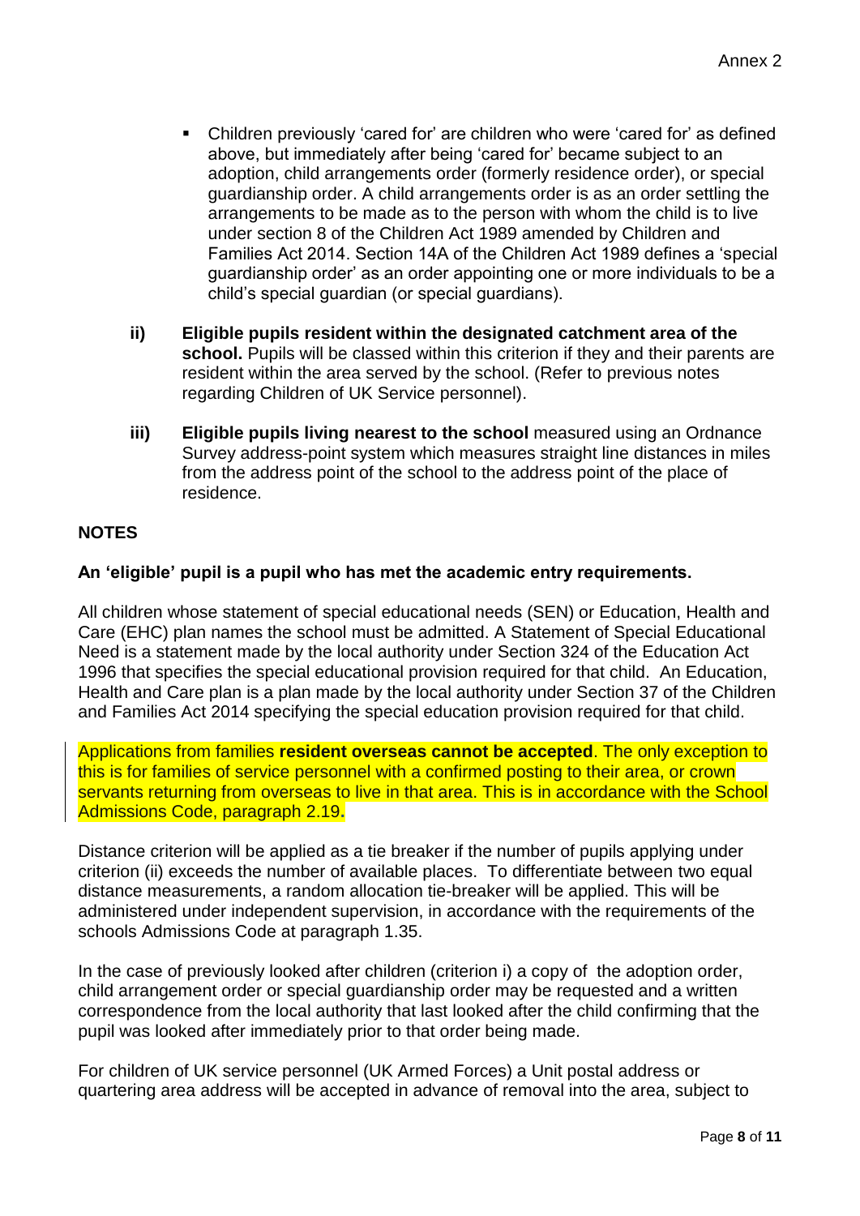- Children previously 'cared for' are children who were 'cared for' as defined above, but immediately after being 'cared for' became subject to an adoption, child arrangements order (formerly residence order), or special guardianship order. A child arrangements order is as an order settling the arrangements to be made as to the person with whom the child is to live under section 8 of the Children Act 1989 amended by Children and Families Act 2014. Section 14A of the Children Act 1989 defines a 'special guardianship order' as an order appointing one or more individuals to be a child's special guardian (or special guardians).

ii) **Eligible pupils resident within the designated catchment area of the school.** Pupils will be classed within this criterion if they and their parents are resident within the area served by the school. (Refer to previous notes regarding Children of UK Service personnel).

iii) **Eligible pupils living nearest to the school** measured using an Ordnance Survey address-point system which measures straight line distances in miles from the address point of the school to the address point of the place of residence.

## NOTES

**An 'eligible' pupil is a pupil who has met the academic entry requirements.**

All children whose statement of special educational needs (SEN) or Education, Health and Care (EHC) plan names the school must be admitted. A Statement of Special Educational Need is a statement made by the local authority under Section 324 of the Education Act 1996 that specifies the special educational provision required for that child. An Education, Health and Care plan is a plan made by the local authority under Section 37 of the Children and Families Act 2014 specifying the special education provision required for that child.

Applications from families **resident overseas cannot be accepted**. The only exception to this is for families of service personnel with a confirmed posting to their area, or crown servants returning from overseas to live in that area. This is in accordance with the School Admissions Code, paragraph 2.19**.**

Distance criterion will be applied as a tie breaker if the number of pupils applying under criterion (ii) exceeds the number of available places. To differentiate between two equal distance measurements, a random allocation tie-breaker will be applied. This will be administered under independent supervision, in accordance with the requirements of the schools Admissions Code at paragraph 1.35.

In the case of previously looked after children (criterion i) a copy of the adoption order, child arrangement order or special guardianship order may be requested and a written correspondence from the local authority that last looked after the child confirming that the pupil was looked after immediately prior to that order being made.

For children of UK service personnel (UK Armed Forces) a Unit postal address or quartering area address will be accepted in advance of removal into the area, subject to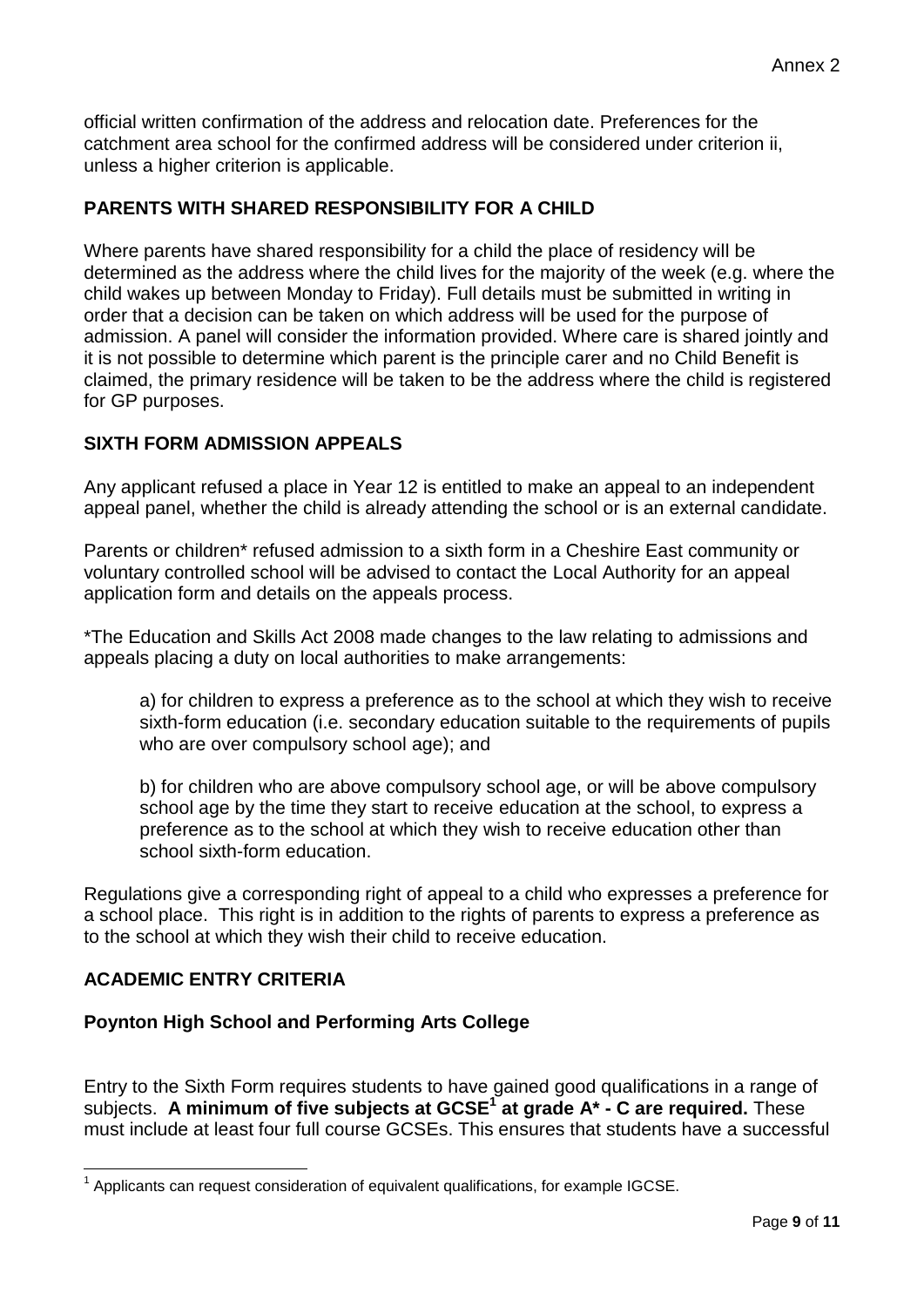official written confirmation of the address and relocation date. Preferences for the catchment area school for the confirmed address will be considered under criterion ii, unless a higher criterion is applicable.

## PARENTS WITH SHARED RESPONSIBILITY FOR A CHILD

Where parents have shared responsibility for a child the place of residency will be determined as the address where the child lives for the majority of the week (e.g. where the child wakes up between Monday to Friday). Full details must be submitted in writing in order that a decision can be taken on which address will be used for the purpose of admission. A panel will consider the information provided. Where care is shared jointly and it is not possible to determine which parent is the principle carer and no Child Benefit is claimed, the primary residence will be taken to be the address where the child is registered for GP purposes.

## SIXTH FORM ADMISSION APPEALS

Any applicant refused a place in Year 12 is entitled to make an appeal to an independent appeal panel, whether the child is already attending the school or is an external candidate.

Parents or children* refused admission to a sixth form in a Cheshire East community or voluntary controlled school will be advised to contact the Local Authority for an appeal application form and details on the appeals process.

*The Education and Skills Act 2008 made changes to the law relating to admissions and appeals placing a duty on local authorities to make arrangements:

> a) for children to express a preference as to the school at which they wish to receive sixth-form education (i.e. secondary education suitable to the requirements of pupils who are over compulsory school age); and
>
> b) for children who are above compulsory school age, or will be above compulsory school age by the time they start to receive education at the school, to express a preference as to the school at which they wish to receive education other than school sixth-form education.

Regulations give a corresponding right of appeal to a child who expresses a preference for a school place. This right is in addition to the rights of parents to express a preference as to the school at which they wish their child to receive education.

## ACADEMIC ENTRY CRITERIA

### Poynton High School and Performing Arts College

Entry to the Sixth Form requires students to have gained good qualifications in a range of subjects. **A minimum of five subjects at GCSE[1] at grade A* - C are required.** These must include at least four full course GCSEs. This ensures that students have a successful

[1] Applicants can request consideration of equivalent qualifications, for example IGCSE.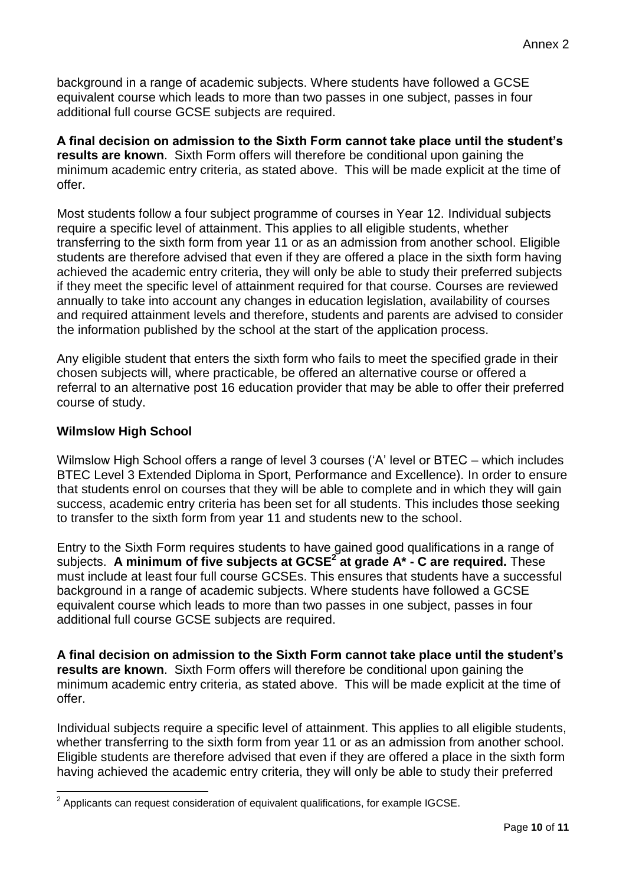background in a range of academic subjects. Where students have followed a GCSE equivalent course which leads to more than two passes in one subject, passes in four additional full course GCSE subjects are required.

**A final decision on admission to the Sixth Form cannot take place until the student's results are known**. Sixth Form offers will therefore be conditional upon gaining the minimum academic entry criteria, as stated above. This will be made explicit at the time of offer.

Most students follow a four subject programme of courses in Year 12. Individual subjects require a specific level of attainment. This applies to all eligible students, whether transferring to the sixth form from year 11 or as an admission from another school. Eligible students are therefore advised that even if they are offered a place in the sixth form having achieved the academic entry criteria, they will only be able to study their preferred subjects if they meet the specific level of attainment required for that course. Courses are reviewed annually to take into account any changes in education legislation, availability of courses and required attainment levels and therefore, students and parents are advised to consider the information published by the school at the start of the application process.

Any eligible student that enters the sixth form who fails to meet the specified grade in their chosen subjects will, where practicable, be offered an alternative course or offered a referral to an alternative post 16 education provider that may be able to offer their preferred course of study.

### Wilmslow High School

Wilmslow High School offers a range of level 3 courses ('A' level or BTEC – which includes BTEC Level 3 Extended Diploma in Sport, Performance and Excellence). In order to ensure that students enrol on courses that they will be able to complete and in which they will gain success, academic entry criteria has been set for all students. This includes those seeking to transfer to the sixth form from year 11 and students new to the school.

Entry to the Sixth Form requires students to have gained good qualifications in a range of subjects. **A minimum of five subjects at GCSE[2] at grade A* - C are required.** These must include at least four full course GCSEs. This ensures that students have a successful background in a range of academic subjects. Where students have followed a GCSE equivalent course which leads to more than two passes in one subject, passes in four additional full course GCSE subjects are required.

**A final decision on admission to the Sixth Form cannot take place until the student's results are known**. Sixth Form offers will therefore be conditional upon gaining the minimum academic entry criteria, as stated above. This will be made explicit at the time of offer.

Individual subjects require a specific level of attainment. This applies to all eligible students, whether transferring to the sixth form from year 11 or as an admission from another school. Eligible students are therefore advised that even if they are offered a place in the sixth form having achieved the academic entry criteria, they will only be able to study their preferred

[2] Applicants can request consideration of equivalent qualifications, for example IGCSE.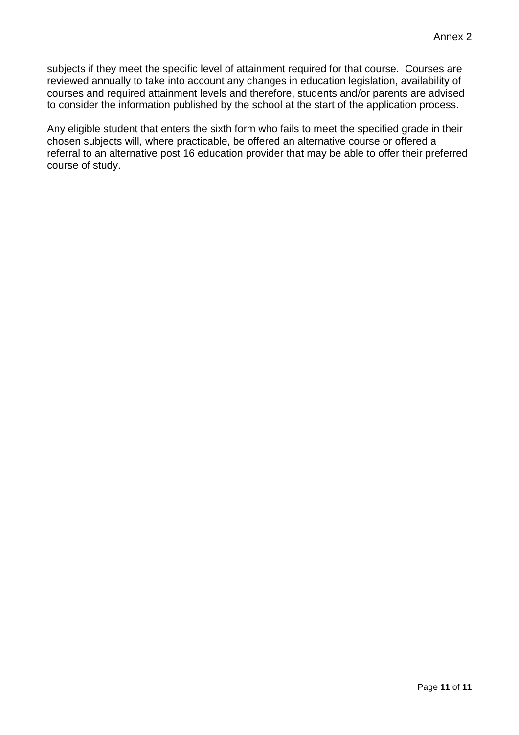subjects if they meet the specific level of attainment required for that course. Courses are reviewed annually to take into account any changes in education legislation, availability of courses and required attainment levels and therefore, students and/or parents are advised to consider the information published by the school at the start of the application process.

Any eligible student that enters the sixth form who fails to meet the specified grade in their chosen subjects will, where practicable, be offered an alternative course or offered a referral to an alternative post 16 education provider that may be able to offer their preferred course of study.